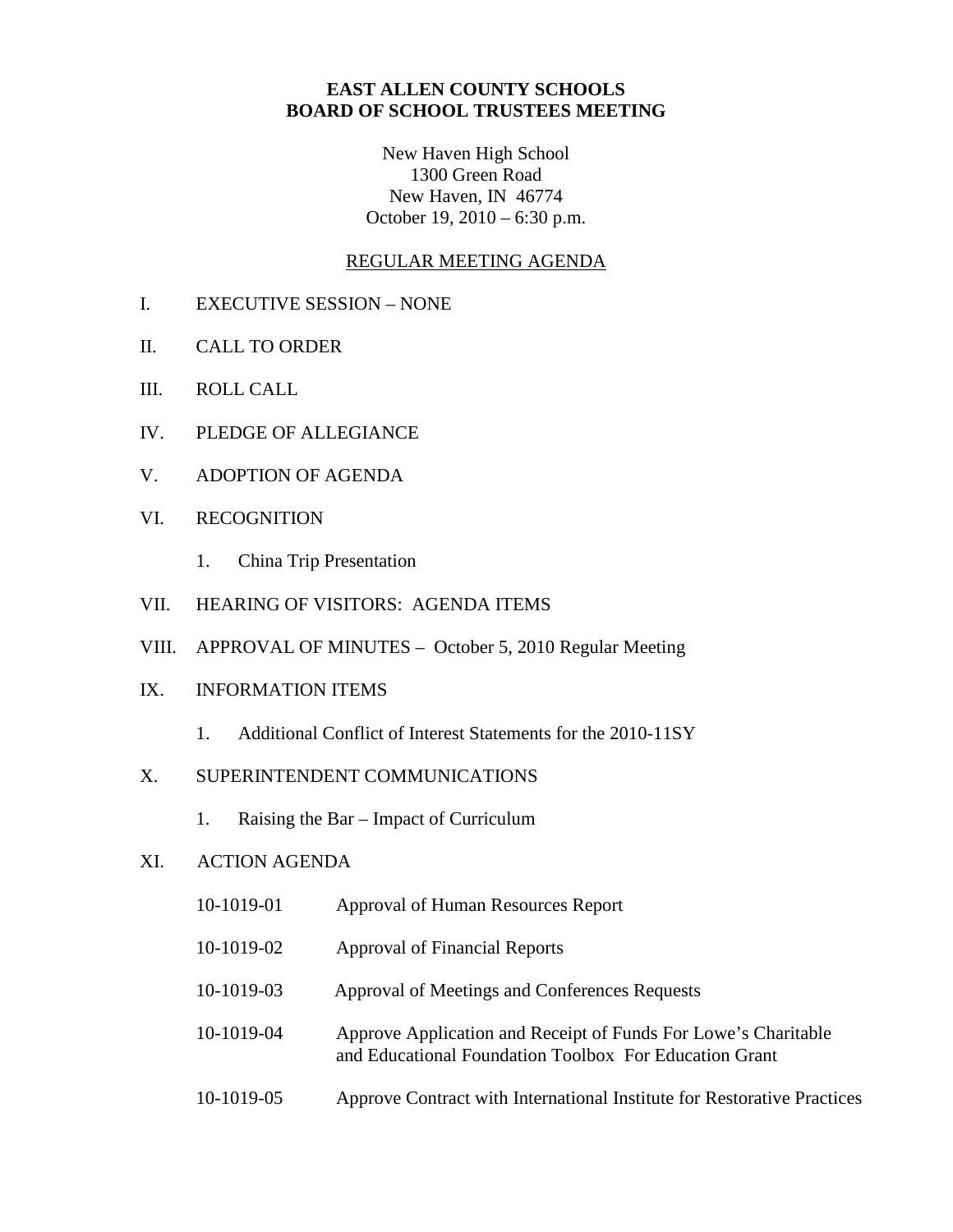# EAST ALLEN COUNTY SCHOOLS
# BOARD OF SCHOOL TRUSTEES MEETING

New Haven High School
1300 Green Road
New Haven, IN 46774
October 19, 2010 – 6:30 p.m.

## REGULAR MEETING AGENDA

I. EXECUTIVE SESSION – NONE

II. CALL TO ORDER

III. ROLL CALL

IV. PLEDGE OF ALLEGIANCE

V. ADOPTION OF AGENDA

VI. RECOGNITION

1. China Trip Presentation

VII. HEARING OF VISITORS: AGENDA ITEMS

VIII. APPROVAL OF MINUTES – October 5, 2010 Regular Meeting

IX. INFORMATION ITEMS

1. Additional Conflict of Interest Statements for the 2010-11SY

X. SUPERINTENDENT COMMUNICATIONS

1. Raising the Bar – Impact of Curriculum

XI. ACTION AGENDA

10-1019-01 Approval of Human Resources Report

10-1019-02 Approval of Financial Reports

10-1019-03 Approval of Meetings and Conferences Requests

10-1019-04 Approve Application and Receipt of Funds For Lowe's Charitable and Educational Foundation Toolbox For Education Grant

10-1019-05 Approve Contract with International Institute for Restorative Practices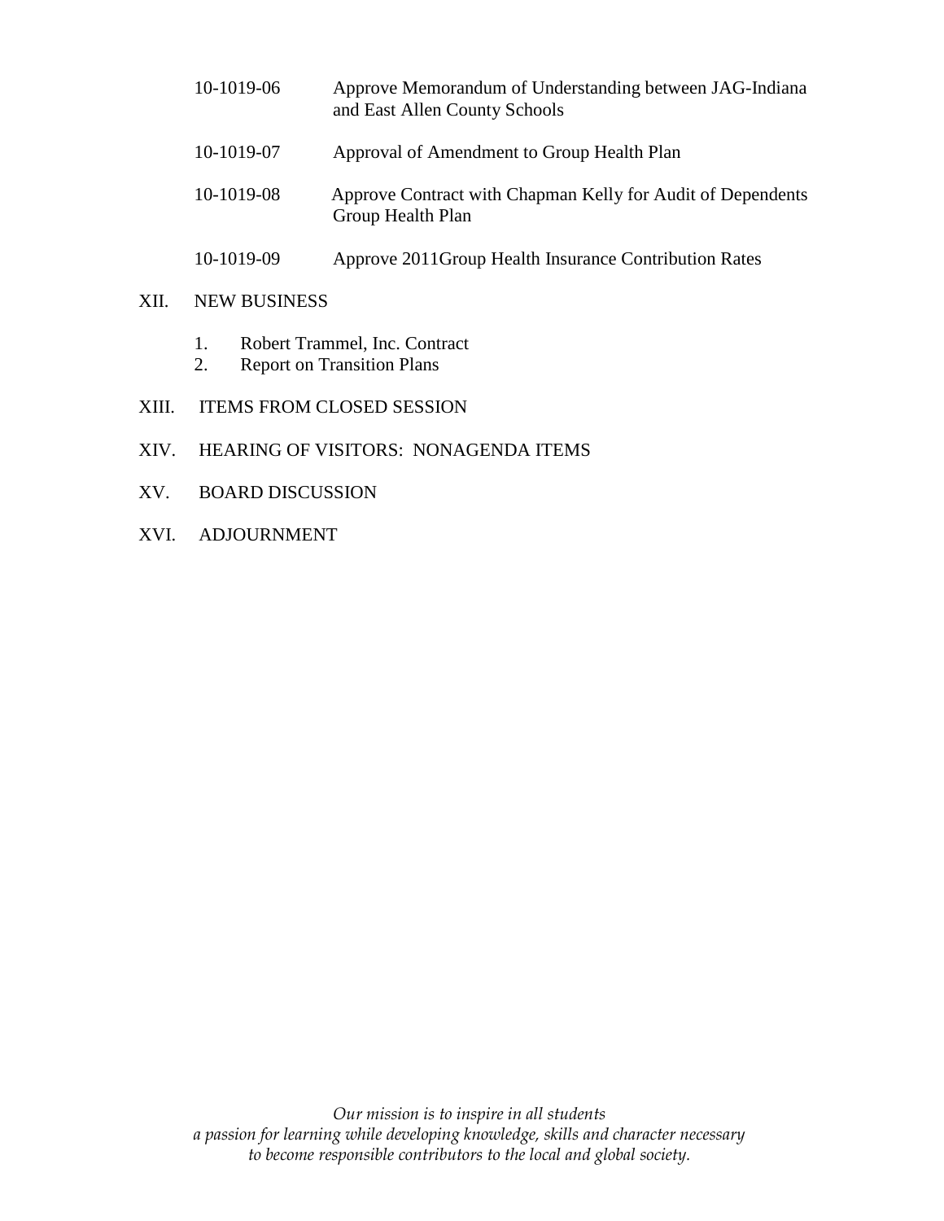10-1019-06 Approve Memorandum of Understanding between JAG-Indiana and East Allen County Schools

10-1019-07 Approval of Amendment to Group Health Plan

10-1019-08 Approve Contract with Chapman Kelly for Audit of Dependents Group Health Plan

10-1019-09 Approve 2011Group Health Insurance Contribution Rates

XII. NEW BUSINESS

1. Robert Trammel, Inc. Contract
2. Report on Transition Plans

XIII. ITEMS FROM CLOSED SESSION

XIV. HEARING OF VISITORS: NONAGENDA ITEMS

XV. BOARD DISCUSSION

XVI. ADJOURNMENT

*Our mission is to inspire in all students*
*a passion for learning while developing knowledge, skills and character necessary*
*to become responsible contributors to the local and global society.*